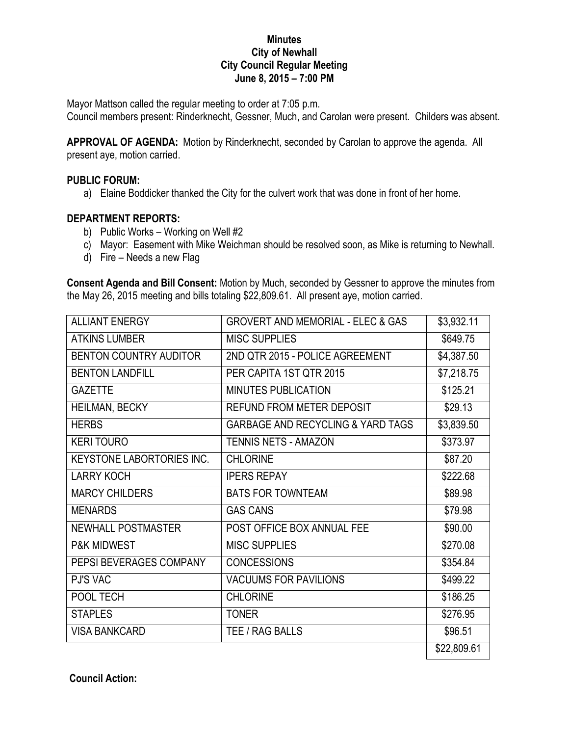**Minutes**
**City of Newhall**
**City Council Regular Meeting**
**June 8, 2015 – 7:00 PM**

Mayor Mattson called the regular meeting to order at 7:05 p.m.
Council members present: Rinderknecht, Gessner, Much, and Carolan were present. Childers was absent.

**APPROVAL OF AGENDA:** Motion by Rinderknecht, seconded by Carolan to approve the agenda. All present aye, motion carried.

**PUBLIC FORUM:**

a) Elaine Boddicker thanked the City for the culvert work that was done in front of her home.

**DEPARTMENT REPORTS:**

b) Public Works – Working on Well #2
c) Mayor: Easement with Mike Weichman should be resolved soon, as Mike is returning to Newhall.
d) Fire – Needs a new Flag

**Consent Agenda and Bill Consent:** Motion by Much, seconded by Gessner to approve the minutes from the May 26, 2015 meeting and bills totaling $22,809.61. All present aye, motion carried.

| | | |
|---|---|---|
| ALLIANT ENERGY | GROVERT AND MEMORIAL - ELEC & GAS | $3,932.11 |
| ATKINS LUMBER | MISC SUPPLIES | $649.75 |
| BENTON COUNTRY AUDITOR | 2ND QTR 2015 - POLICE AGREEMENT | $4,387.50 |
| BENTON LANDFILL | PER CAPITA 1ST QTR 2015 | $7,218.75 |
| GAZETTE | MINUTES PUBLICATION | $125.21 |
| HEILMAN, BECKY | REFUND FROM METER DEPOSIT | $29.13 |
| HERBS | GARBAGE AND RECYCLING & YARD TAGS | $3,839.50 |
| KERI TOURO | TENNIS NETS - AMAZON | $373.97 |
| KEYSTONE LABORTORIES INC. | CHLORINE | $87.20 |
| LARRY KOCH | IPERS REPAY | $222.68 |
| MARCY CHILDERS | BATS FOR TOWNTEAM | $89.98 |
| MENARDS | GAS CANS | $79.98 |
| NEWHALL POSTMASTER | POST OFFICE BOX ANNUAL FEE | $90.00 |
| P&K MIDWEST | MISC SUPPLIES | $270.08 |
| PEPSI BEVERAGES COMPANY | CONCESSIONS | $354.84 |
| PJ'S VAC | VACUUMS FOR PAVILIONS | $499.22 |
| POOL TECH | CHLORINE | $186.25 |
| STAPLES | TONER | $276.95 |
| VISA BANKCARD | TEE / RAG BALLS | $96.51 |
| | | $22,809.61 |

**Council Action:**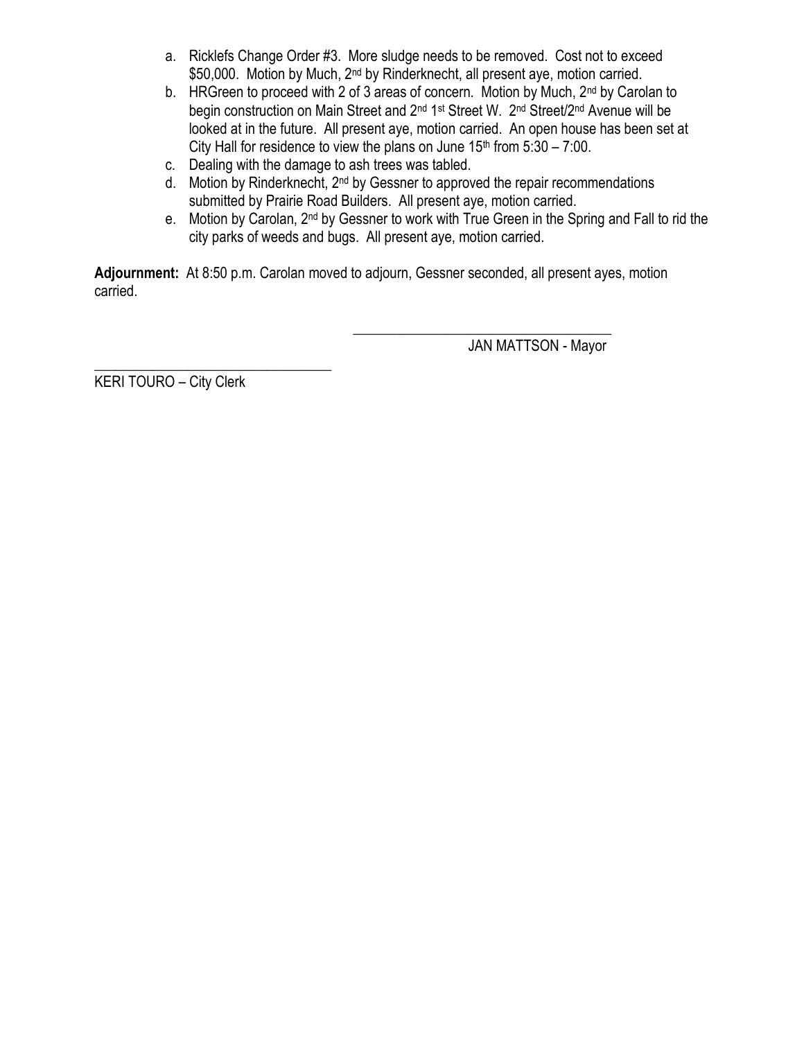a. Ricklefs Change Order #3. More sludge needs to be removed. Cost not to exceed $50,000. Motion by Much, 2nd by Rinderknecht, all present aye, motion carried.
b. HRGreen to proceed with 2 of 3 areas of concern. Motion by Much, 2nd by Carolan to begin construction on Main Street and 2nd 1st Street W. 2nd Street/2nd Avenue will be looked at in the future. All present aye, motion carried. An open house has been set at City Hall for residence to view the plans on June 15th from 5:30 – 7:00.
c. Dealing with the damage to ash trees was tabled.
d. Motion by Rinderknecht, 2nd by Gessner to approved the repair recommendations submitted by Prairie Road Builders. All present aye, motion carried.
e. Motion by Carolan, 2nd by Gessner to work with True Green in the Spring and Fall to rid the city parks of weeds and bugs. All present aye, motion carried.

**Adjournment:** At 8:50 p.m. Carolan moved to adjourn, Gessner seconded, all present ayes, motion carried.

\_\_\_\_\_\_\_\_\_\_\_\_\_\_\_\_\_\_\_\_\_\_\_\_\_\_\_\_\_\_\_\_\_\_\_\_
JAN MATTSON - Mayor

\_\_\_\_\_\_\_\_\_\_\_\_\_\_\_\_\_\_\_\_\_\_\_\_\_\_\_\_\_\_\_\_\_\_\_\_
KERI TOURO – City Clerk